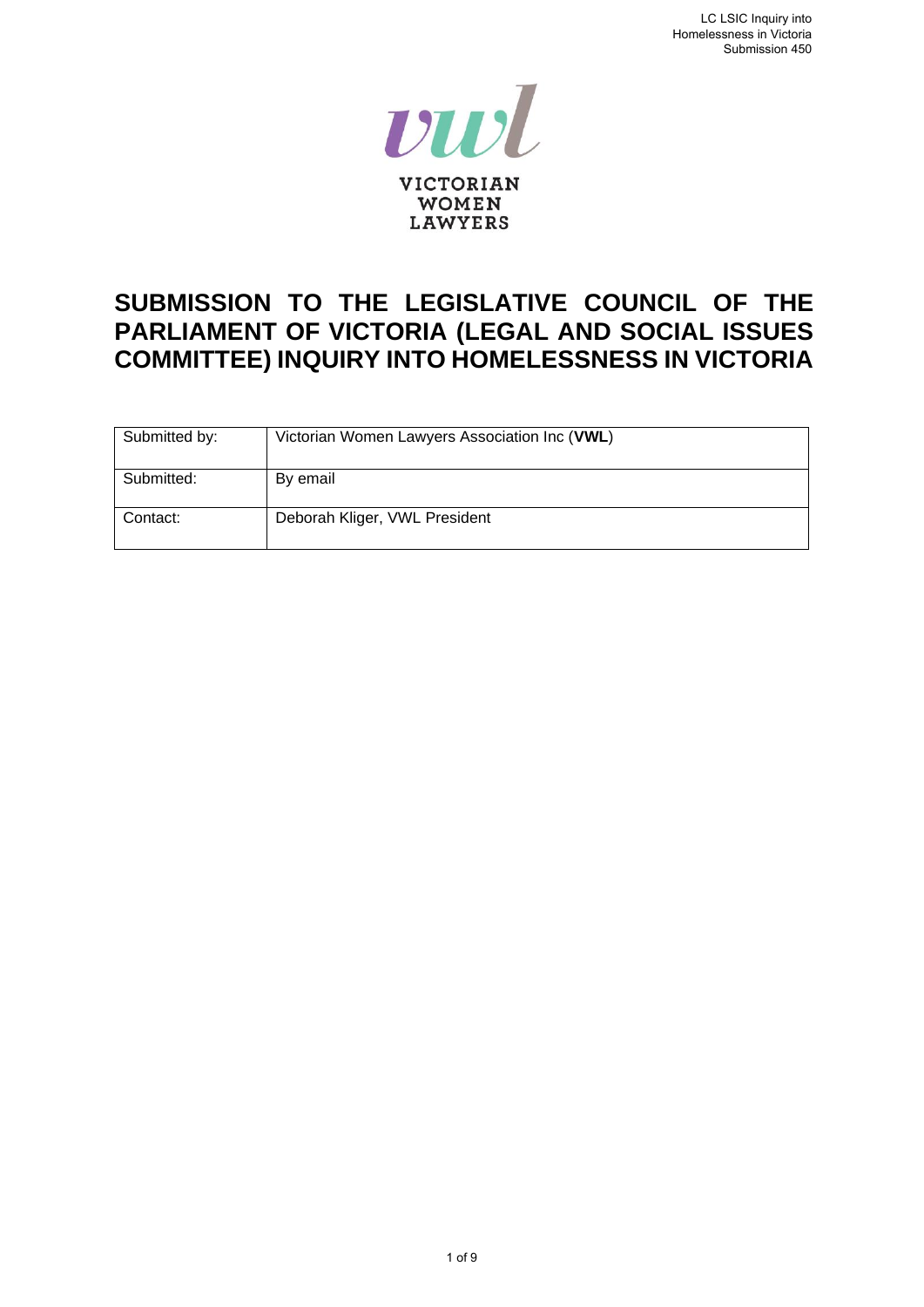VICTORIAN WOMEN LAWYERS

# SUBMISSION TO THE LEGISLATIVE COUNCIL OF THE PARLIAMENT OF VICTORIA (LEGAL AND SOCIAL ISSUES COMMITTEE) INQUIRY INTO HOMELESSNESS IN VICTORIA

| Submitted by: | Victorian Women Lawyers Association Inc (**VWL**) |
|---|---|
| Submitted: | By email |
| Contact: | Deborah Kliger, VWL President |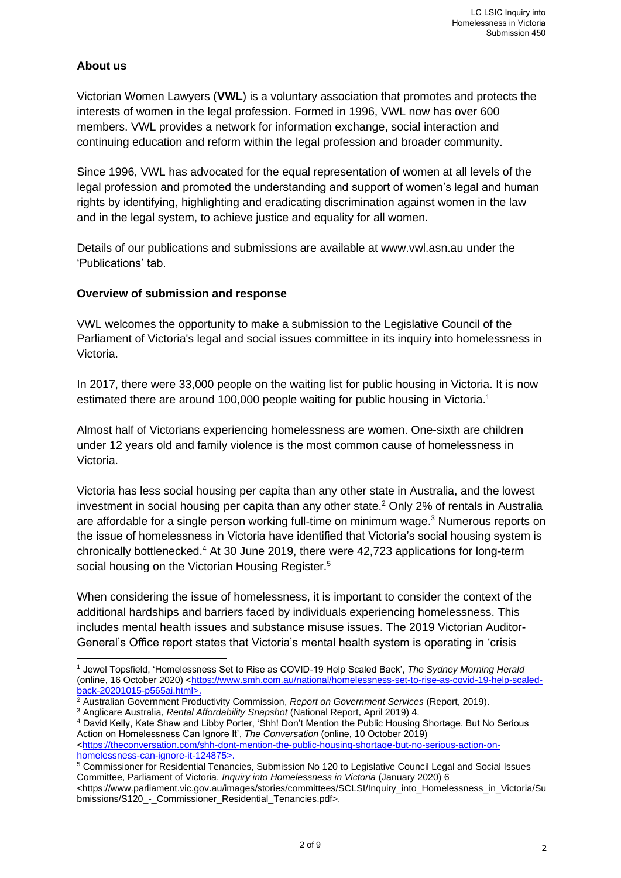### About us

Victorian Women Lawyers (**VWL**) is a voluntary association that promotes and protects the interests of women in the legal profession. Formed in 1996, VWL now has over 600 members. VWL provides a network for information exchange, social interaction and continuing education and reform within the legal profession and broader community.

Since 1996, VWL has advocated for the equal representation of women at all levels of the legal profession and promoted the understanding and support of women's legal and human rights by identifying, highlighting and eradicating discrimination against women in the law and in the legal system, to achieve justice and equality for all women.

Details of our publications and submissions are available at www.vwl.asn.au under the 'Publications' tab.

### Overview of submission and response

VWL welcomes the opportunity to make a submission to the Legislative Council of the Parliament of Victoria's legal and social issues committee in its inquiry into homelessness in Victoria.

In 2017, there were 33,000 people on the waiting list for public housing in Victoria. It is now estimated there are around 100,000 people waiting for public housing in Victoria.[1]

Almost half of Victorians experiencing homelessness are women. One-sixth are children under 12 years old and family violence is the most common cause of homelessness in Victoria.

Victoria has less social housing per capita than any other state in Australia, and the lowest investment in social housing per capita than any other state.[2] Only 2% of rentals in Australia are affordable for a single person working full-time on minimum wage.[3] Numerous reports on the issue of homelessness in Victoria have identified that Victoria's social housing system is chronically bottlenecked.[4] At 30 June 2019, there were 42,723 applications for long-term social housing on the Victorian Housing Register.[5]

When considering the issue of homelessness, it is important to consider the context of the additional hardships and barriers faced by individuals experiencing homelessness. This includes mental health issues and substance misuse issues. The 2019 Victorian Auditor-General's Office report states that Victoria's mental health system is operating in 'crisis

---

[1] Jewel Topsfield, 'Homelessness Set to Rise as COVID-19 Help Scaled Back', *The Sydney Morning Herald* (online, 16 October 2020) <https://www.smh.com.au/national/homelessness-set-to-rise-as-covid-19-help-scaled-back-20201015-p565ai.html>.

[2] Australian Government Productivity Commission, *Report on Government Services* (Report, 2019).

[3] Anglicare Australia, *Rental Affordability Snapshot* (National Report, April 2019) 4.

[4] David Kelly, Kate Shaw and Libby Porter, 'Shh! Don't Mention the Public Housing Shortage. But No Serious Action on Homelessness Can Ignore It', *The Conversation* (online, 10 October 2019) <https://theconversation.com/shh-dont-mention-the-public-housing-shortage-but-no-serious-action-on-homelessness-can-ignore-it-124875>.

[5] Commissioner for Residential Tenancies, Submission No 120 to Legislative Council Legal and Social Issues Committee, Parliament of Victoria, *Inquiry into Homelessness in Victoria* (January 2020) 6 <https://www.parliament.vic.gov.au/images/stories/committees/SCLSI/Inquiry_into_Homelessness_in_Victoria/Submissions/S120_-_Commissioner_Residential_Tenancies.pdf>.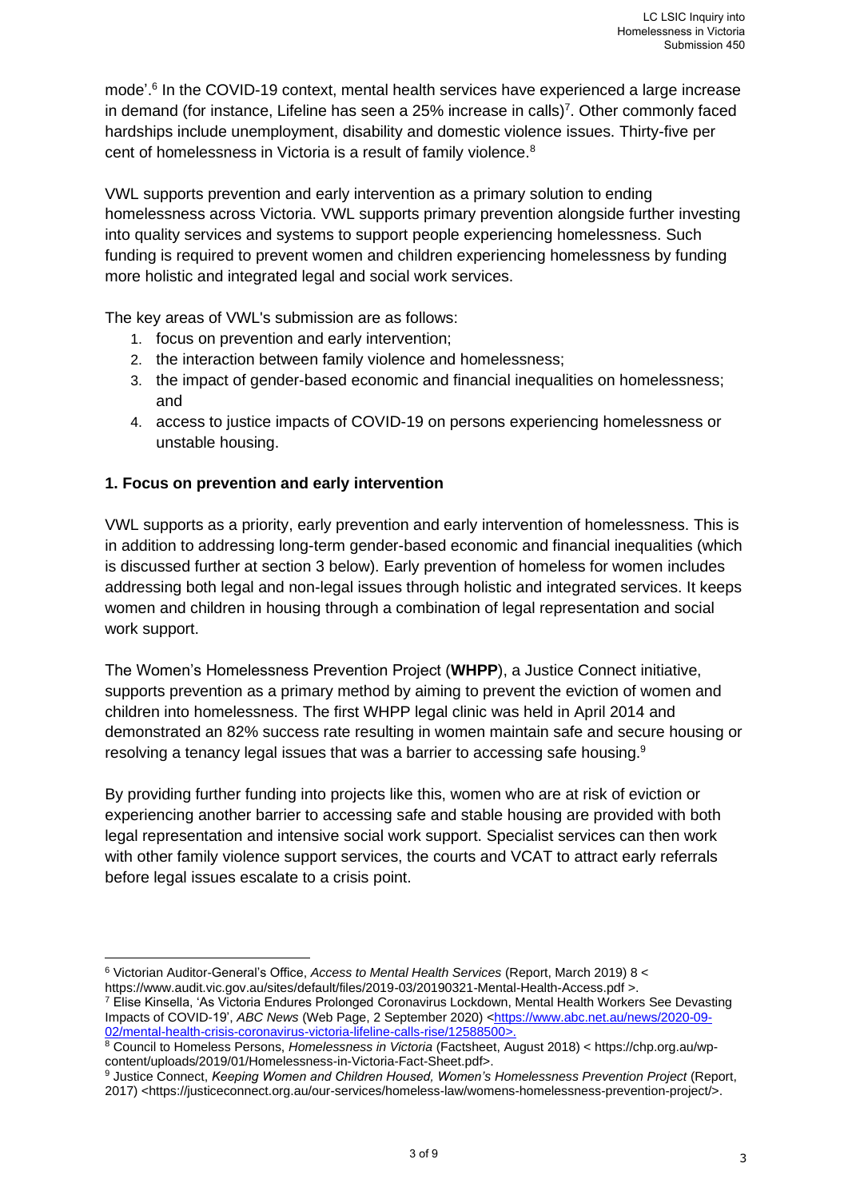mode'.[6] In the COVID-19 context, mental health services have experienced a large increase in demand (for instance, Lifeline has seen a 25% increase in calls)[7]. Other commonly faced hardships include unemployment, disability and domestic violence issues. Thirty-five per cent of homelessness in Victoria is a result of family violence.[8]

VWL supports prevention and early intervention as a primary solution to ending homelessness across Victoria. VWL supports primary prevention alongside further investing into quality services and systems to support people experiencing homelessness. Such funding is required to prevent women and children experiencing homelessness by funding more holistic and integrated legal and social work services.

The key areas of VWL's submission are as follows:

1. focus on prevention and early intervention;
2. the interaction between family violence and homelessness;
3. the impact of gender-based economic and financial inequalities on homelessness; and
4. access to justice impacts of COVID-19 on persons experiencing homelessness or unstable housing.

**1. Focus on prevention and early intervention**

VWL supports as a priority, early prevention and early intervention of homelessness. This is in addition to addressing long-term gender-based economic and financial inequalities (which is discussed further at section 3 below). Early prevention of homeless for women includes addressing both legal and non-legal issues through holistic and integrated services. It keeps women and children in housing through a combination of legal representation and social work support.

The Women's Homelessness Prevention Project (**WHPP**), a Justice Connect initiative, supports prevention as a primary method by aiming to prevent the eviction of women and children into homelessness. The first WHPP legal clinic was held in April 2014 and demonstrated an 82% success rate resulting in women maintain safe and secure housing or resolving a tenancy legal issues that was a barrier to accessing safe housing.[9]

By providing further funding into projects like this, women who are at risk of eviction or experiencing another barrier to accessing safe and stable housing are provided with both legal representation and intensive social work support. Specialist services can then work with other family violence support services, the courts and VCAT to attract early referrals before legal issues escalate to a crisis point.

---

[6] Victorian Auditor-General's Office, *Access to Mental Health Services* (Report, March 2019) 8 < https://www.audit.vic.gov.au/sites/default/files/2019-03/20190321-Mental-Health-Access.pdf >.

[7] Elise Kinsella, 'As Victoria Endures Prolonged Coronavirus Lockdown, Mental Health Workers See Devasting Impacts of COVID-19', *ABC News* (Web Page, 2 September 2020) <https://www.abc.net.au/news/2020-09-02/mental-health-crisis-coronavirus-victoria-lifeline-calls-rise/12588500>.

[8] Council to Homeless Persons, *Homelessness in Victoria* (Factsheet, August 2018) < https://chp.org.au/wp-content/uploads/2019/01/Homelessness-in-Victoria-Fact-Sheet.pdf>.

[9] Justice Connect, *Keeping Women and Children Housed, Women's Homelessness Prevention Project* (Report, 2017) <https://justiceconnect.org.au/our-services/homeless-law/womens-homelessness-prevention-project/>.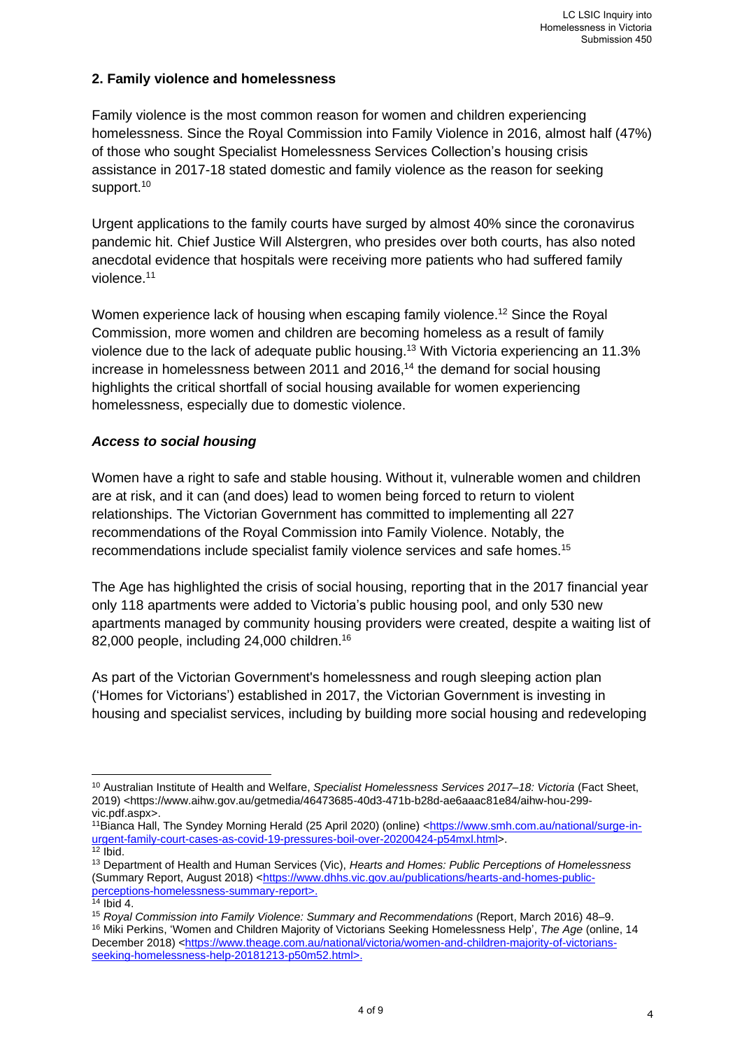## 2. Family violence and homelessness

Family violence is the most common reason for women and children experiencing homelessness. Since the Royal Commission into Family Violence in 2016, almost half (47%) of those who sought Specialist Homelessness Services Collection's housing crisis assistance in 2017-18 stated domestic and family violence as the reason for seeking support.[10]

Urgent applications to the family courts have surged by almost 40% since the coronavirus pandemic hit. Chief Justice Will Alstergren, who presides over both courts, has also noted anecdotal evidence that hospitals were receiving more patients who had suffered family violence.[11]

Women experience lack of housing when escaping family violence.[12] Since the Royal Commission, more women and children are becoming homeless as a result of family violence due to the lack of adequate public housing.[13] With Victoria experiencing an 11.3% increase in homelessness between 2011 and 2016,[14] the demand for social housing highlights the critical shortfall of social housing available for women experiencing homelessness, especially due to domestic violence.

### *Access to social housing*

Women have a right to safe and stable housing. Without it, vulnerable women and children are at risk, and it can (and does) lead to women being forced to return to violent relationships. The Victorian Government has committed to implementing all 227 recommendations of the Royal Commission into Family Violence. Notably, the recommendations include specialist family violence services and safe homes.[15]

The Age has highlighted the crisis of social housing, reporting that in the 2017 financial year only 118 apartments were added to Victoria's public housing pool, and only 530 new apartments managed by community housing providers were created, despite a waiting list of 82,000 people, including 24,000 children.[16]

As part of the Victorian Government's homelessness and rough sleeping action plan ('Homes for Victorians') established in 2017, the Victorian Government is investing in housing and specialist services, including by building more social housing and redeveloping

---

[10] Australian Institute of Health and Welfare, *Specialist Homelessness Services 2017–18: Victoria* (Fact Sheet, 2019) <https://www.aihw.gov.au/getmedia/46473685-40d3-471b-b28d-ae6aaac81e84/aihw-hou-299-vic.pdf.aspx>.

[11] Bianca Hall, The Syndey Morning Herald (25 April 2020) (online) <https://www.smh.com.au/national/surge-in-urgent-family-court-cases-as-covid-19-pressures-boil-over-20200424-p54mxl.html>.

[12] Ibid.

[13] Department of Health and Human Services (Vic), *Hearts and Homes: Public Perceptions of Homelessness* (Summary Report, August 2018) <https://www.dhhs.vic.gov.au/publications/hearts-and-homes-public-perceptions-homelessness-summary-report>.

[14] Ibid 4.

[15] *Royal Commission into Family Violence: Summary and Recommendations* (Report, March 2016) 48–9.

[16] Miki Perkins, 'Women and Children Majority of Victorians Seeking Homelessness Help', *The Age* (online, 14 December 2018) <https://www.theage.com.au/national/victoria/women-and-children-majority-of-victorians-seeking-homelessness-help-20181213-p50m52.html>.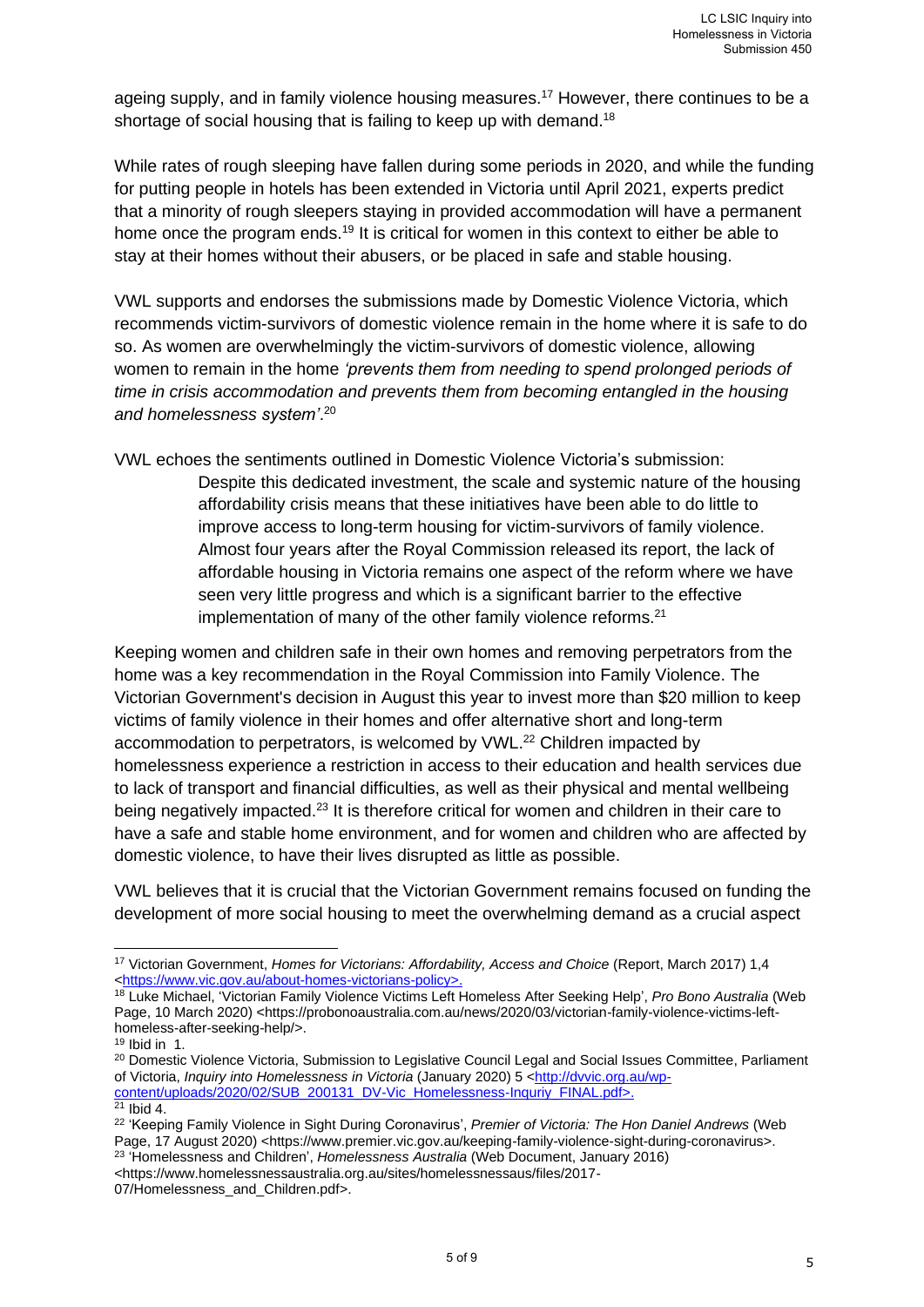ageing supply, and in family violence housing measures.[17] However, there continues to be a shortage of social housing that is failing to keep up with demand.[18]

While rates of rough sleeping have fallen during some periods in 2020, and while the funding for putting people in hotels has been extended in Victoria until April 2021, experts predict that a minority of rough sleepers staying in provided accommodation will have a permanent home once the program ends.[19] It is critical for women in this context to either be able to stay at their homes without their abusers, or be placed in safe and stable housing.

VWL supports and endorses the submissions made by Domestic Violence Victoria, which recommends victim-survivors of domestic violence remain in the home where it is safe to do so. As women are overwhelmingly the victim-survivors of domestic violence, allowing women to remain in the home *'prevents them from needing to spend prolonged periods of time in crisis accommodation and prevents them from becoming entangled in the housing and homelessness system'*.[20]

VWL echoes the sentiments outlined in Domestic Violence Victoria's submission:

> Despite this dedicated investment, the scale and systemic nature of the housing affordability crisis means that these initiatives have been able to do little to improve access to long-term housing for victim-survivors of family violence. Almost four years after the Royal Commission released its report, the lack of affordable housing in Victoria remains one aspect of the reform where we have seen very little progress and which is a significant barrier to the effective implementation of many of the other family violence reforms.[21]

Keeping women and children safe in their own homes and removing perpetrators from the home was a key recommendation in the Royal Commission into Family Violence. The Victorian Government's decision in August this year to invest more than $20 million to keep victims of family violence in their homes and offer alternative short and long-term accommodation to perpetrators, is welcomed by VWL.[22] Children impacted by homelessness experience a restriction in access to their education and health services due to lack of transport and financial difficulties, as well as their physical and mental wellbeing being negatively impacted.[23] It is therefore critical for women and children in their care to have a safe and stable home environment, and for women and children who are affected by domestic violence, to have their lives disrupted as little as possible.

VWL believes that it is crucial that the Victorian Government remains focused on funding the development of more social housing to meet the overwhelming demand as a crucial aspect

---

[17] Victorian Government, *Homes for Victorians: Affordability, Access and Choice* (Report, March 2017) 1,4 <https://www.vic.gov.au/about-homes-victorians-policy>.

[18] Luke Michael, 'Victorian Family Violence Victims Left Homeless After Seeking Help', *Pro Bono Australia* (Web Page, 10 March 2020) <https://probonoaustralia.com.au/news/2020/03/victorian-family-violence-victims-left-homeless-after-seeking-help/>.

[19] Ibid in 1.

[20] Domestic Violence Victoria, Submission to Legislative Council Legal and Social Issues Committee, Parliament of Victoria, *Inquiry into Homelessness in Victoria* (January 2020) 5 <http://dvvic.org.au/wp-content/uploads/2020/02/SUB_200131_DV-Vic_Homelessness-Inquriy_FINAL.pdf>.

[21] Ibid 4.

[22] 'Keeping Family Violence in Sight During Coronavirus', *Premier of Victoria: The Hon Daniel Andrews* (Web Page, 17 August 2020) <https://www.premier.vic.gov.au/keeping-family-violence-sight-during-coronavirus>.

[23] 'Homelessness and Children', *Homelessness Australia* (Web Document, January 2016) <https://www.homelessnessaustralia.org.au/sites/homelessnessaus/files/2017-07/Homelessness_and_Children.pdf>.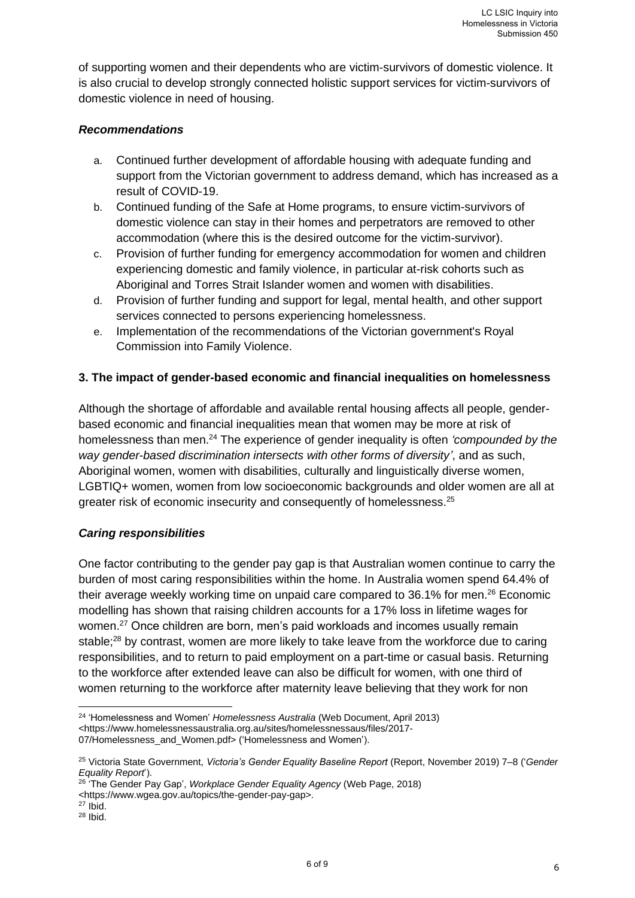of supporting women and their dependents who are victim-survivors of domestic violence. It is also crucial to develop strongly connected holistic support services for victim-survivors of domestic violence in need of housing.

### *Recommendations*

a. Continued further development of affordable housing with adequate funding and support from the Victorian government to address demand, which has increased as a result of COVID-19.
b. Continued funding of the Safe at Home programs, to ensure victim-survivors of domestic violence can stay in their homes and perpetrators are removed to other accommodation (where this is the desired outcome for the victim-survivor).
c. Provision of further funding for emergency accommodation for women and children experiencing domestic and family violence, in particular at-risk cohorts such as Aboriginal and Torres Strait Islander women and women with disabilities.
d. Provision of further funding and support for legal, mental health, and other support services connected to persons experiencing homelessness.
e. Implementation of the recommendations of the Victorian government's Royal Commission into Family Violence.

## 3. The impact of gender-based economic and financial inequalities on homelessness

Although the shortage of affordable and available rental housing affects all people, gender-based economic and financial inequalities mean that women may be more at risk of homelessness than men.[24] The experience of gender inequality is often *'compounded by the way gender-based discrimination intersects with other forms of diversity'*, and as such, Aboriginal women, women with disabilities, culturally and linguistically diverse women, LGBTIQ+ women, women from low socioeconomic backgrounds and older women are all at greater risk of economic insecurity and consequently of homelessness.[25]

### *Caring responsibilities*

One factor contributing to the gender pay gap is that Australian women continue to carry the burden of most caring responsibilities within the home. In Australia women spend 64.4% of their average weekly working time on unpaid care compared to 36.1% for men.[26] Economic modelling has shown that raising children accounts for a 17% loss in lifetime wages for women.[27] Once children are born, men's paid workloads and incomes usually remain stable;[28] by contrast, women are more likely to take leave from the workforce due to caring responsibilities, and to return to paid employment on a part-time or casual basis. Returning to the workforce after extended leave can also be difficult for women, with one third of women returning to the workforce after maternity leave believing that they work for non

---

[24] 'Homelessness and Women' *Homelessness Australia* (Web Document, April 2013) <https://www.homelessnessaustralia.org.au/sites/homelessnessaus/files/2017-07/Homelessness_and_Women.pdf> ('Homelessness and Women').

[25] Victoria State Government, *Victoria's Gender Equality Baseline Report* (Report, November 2019) 7–8 ('*Gender Equality Report*').

[26] 'The Gender Pay Gap', *Workplace Gender Equality Agency* (Web Page, 2018) <https://www.wgea.gov.au/topics/the-gender-pay-gap>.

[27] Ibid.

[28] Ibid.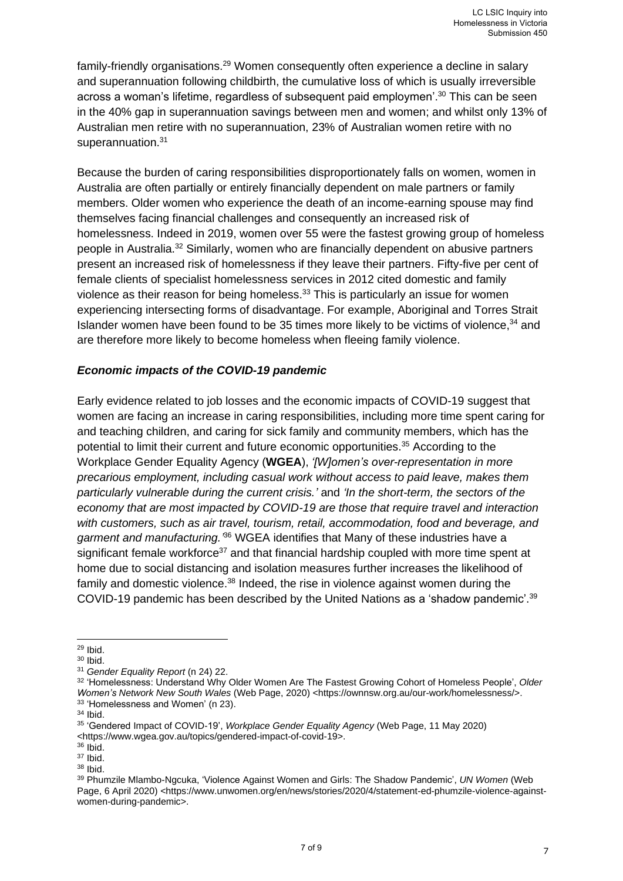family-friendly organisations.[29] Women consequently often experience a decline in salary and superannuation following childbirth, the cumulative loss of which is usually irreversible across a woman's lifetime, regardless of subsequent paid employmen'.[30] This can be seen in the 40% gap in superannuation savings between men and women; and whilst only 13% of Australian men retire with no superannuation, 23% of Australian women retire with no superannuation.[31]

Because the burden of caring responsibilities disproportionately falls on women, women in Australia are often partially or entirely financially dependent on male partners or family members. Older women who experience the death of an income-earning spouse may find themselves facing financial challenges and consequently an increased risk of homelessness. Indeed in 2019, women over 55 were the fastest growing group of homeless people in Australia.[32] Similarly, women who are financially dependent on abusive partners present an increased risk of homelessness if they leave their partners. Fifty-five per cent of female clients of specialist homelessness services in 2012 cited domestic and family violence as their reason for being homeless.[33] This is particularly an issue for women experiencing intersecting forms of disadvantage. For example, Aboriginal and Torres Strait Islander women have been found to be 35 times more likely to be victims of violence,[34] and are therefore more likely to become homeless when fleeing family violence.

### *Economic impacts of the COVID-19 pandemic*

Early evidence related to job losses and the economic impacts of COVID-19 suggest that women are facing an increase in caring responsibilities, including more time spent caring for and teaching children, and caring for sick family and community members, which has the potential to limit their current and future economic opportunities.[35] According to the Workplace Gender Equality Agency (**WGEA**), *'[W]omen's over-representation in more precarious employment, including casual work without access to paid leave, makes them particularly vulnerable during the current crisis.'* and *'In the short-term, the sectors of the economy that are most impacted by COVID-19 are those that require travel and interaction with customers, such as air travel, tourism, retail, accommodation, food and beverage, and garment and manufacturing.'*[36] WGEA identifies that Many of these industries have a significant female workforce[37] and that financial hardship coupled with more time spent at home due to social distancing and isolation measures further increases the likelihood of family and domestic violence.[38] Indeed, the rise in violence against women during the COVID-19 pandemic has been described by the United Nations as a 'shadow pandemic'.[39]

---

[29] Ibid.

[30] Ibid.

[31] *Gender Equality Report* (n 24) 22.

[32] 'Homelessness: Understand Why Older Women Are The Fastest Growing Cohort of Homeless People', *Older Women's Network New South Wales* (Web Page, 2020) <https://ownnsw.org.au/our-work/homelessness/>.

[33] 'Homelessness and Women' (n 23).

[34] Ibid.

[35] 'Gendered Impact of COVID-19', *Workplace Gender Equality Agency* (Web Page, 11 May 2020) <https://www.wgea.gov.au/topics/gendered-impact-of-covid-19>.

[36] Ibid.

[37] Ibid.

[38] Ibid.

[39] Phumzile Mlambo-Ngcuka, 'Violence Against Women and Girls: The Shadow Pandemic', *UN Women* (Web Page, 6 April 2020) <https://www.unwomen.org/en/news/stories/2020/4/statement-ed-phumzile-violence-against-women-during-pandemic>.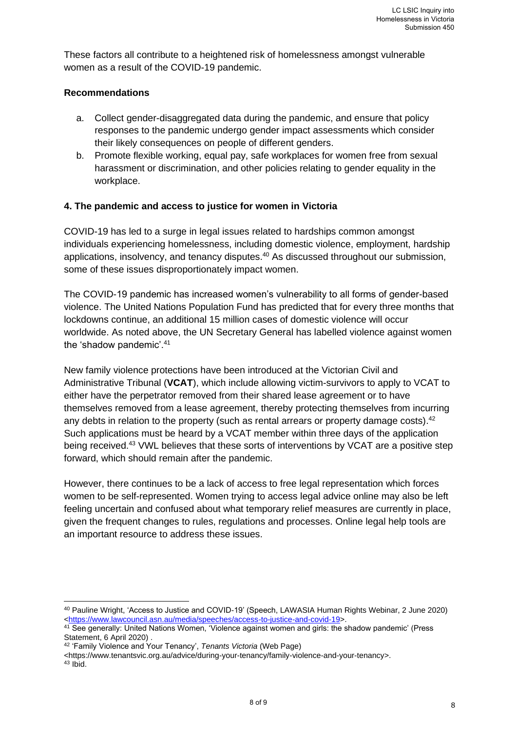These factors all contribute to a heightened risk of homelessness amongst vulnerable women as a result of the COVID-19 pandemic.

**Recommendations**

a. Collect gender-disaggregated data during the pandemic, and ensure that policy responses to the pandemic undergo gender impact assessments which consider their likely consequences on people of different genders.
b. Promote flexible working, equal pay, safe workplaces for women free from sexual harassment or discrimination, and other policies relating to gender equality in the workplace.

### 4. The pandemic and access to justice for women in Victoria

COVID-19 has led to a surge in legal issues related to hardships common amongst individuals experiencing homelessness, including domestic violence, employment, hardship applications, insolvency, and tenancy disputes.[40] As discussed throughout our submission, some of these issues disproportionately impact women.

The COVID-19 pandemic has increased women's vulnerability to all forms of gender-based violence. The United Nations Population Fund has predicted that for every three months that lockdowns continue, an additional 15 million cases of domestic violence will occur worldwide. As noted above, the UN Secretary General has labelled violence against women the 'shadow pandemic'.[41]

New family violence protections have been introduced at the Victorian Civil and Administrative Tribunal (**VCAT**), which include allowing victim-survivors to apply to VCAT to either have the perpetrator removed from their shared lease agreement or to have themselves removed from a lease agreement, thereby protecting themselves from incurring any debts in relation to the property (such as rental arrears or property damage costs).[42] Such applications must be heard by a VCAT member within three days of the application being received.[43] VWL believes that these sorts of interventions by VCAT are a positive step forward, which should remain after the pandemic.

However, there continues to be a lack of access to free legal representation which forces women to be self-represented. Women trying to access legal advice online may also be left feeling uncertain and confused about what temporary relief measures are currently in place, given the frequent changes to rules, regulations and processes. Online legal help tools are an important resource to address these issues.

---

[40] Pauline Wright, 'Access to Justice and COVID-19' (Speech, LAWASIA Human Rights Webinar, 2 June 2020) <https://www.lawcouncil.asn.au/media/speeches/access-to-justice-and-covid-19>.

[41] See generally: United Nations Women, 'Violence against women and girls: the shadow pandemic' (Press Statement, 6 April 2020) .

[42] 'Family Violence and Your Tenancy', *Tenants Victoria* (Web Page) <https://www.tenantsvic.org.au/advice/during-your-tenancy/family-violence-and-your-tenancy>.

[43] Ibid.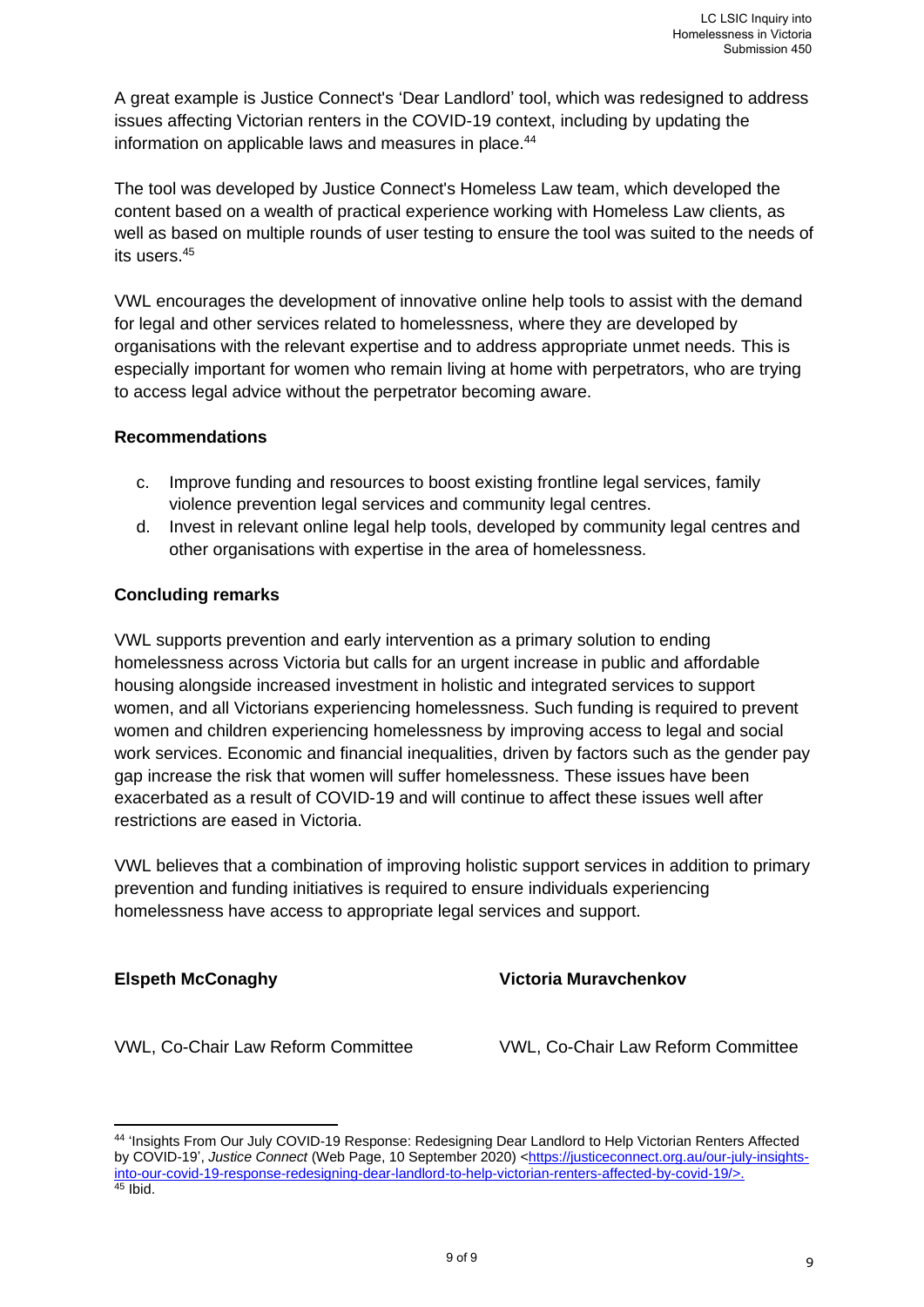A great example is Justice Connect's 'Dear Landlord' tool, which was redesigned to address issues affecting Victorian renters in the COVID-19 context, including by updating the information on applicable laws and measures in place.[44]

The tool was developed by Justice Connect's Homeless Law team, which developed the content based on a wealth of practical experience working with Homeless Law clients, as well as based on multiple rounds of user testing to ensure the tool was suited to the needs of its users.[45]

VWL encourages the development of innovative online help tools to assist with the demand for legal and other services related to homelessness, where they are developed by organisations with the relevant expertise and to address appropriate unmet needs. This is especially important for women who remain living at home with perpetrators, who are trying to access legal advice without the perpetrator becoming aware.

**Recommendations**

c. Improve funding and resources to boost existing frontline legal services, family violence prevention legal services and community legal centres.
d. Invest in relevant online legal help tools, developed by community legal centres and other organisations with expertise in the area of homelessness.

**Concluding remarks**

VWL supports prevention and early intervention as a primary solution to ending homelessness across Victoria but calls for an urgent increase in public and affordable housing alongside increased investment in holistic and integrated services to support women, and all Victorians experiencing homelessness. Such funding is required to prevent women and children experiencing homelessness by improving access to legal and social work services. Economic and financial inequalities, driven by factors such as the gender pay gap increase the risk that women will suffer homelessness. These issues have been exacerbated as a result of COVID-19 and will continue to affect these issues well after restrictions are eased in Victoria.

VWL believes that a combination of improving holistic support services in addition to primary prevention and funding initiatives is required to ensure individuals experiencing homelessness have access to appropriate legal services and support.

**Elspeth McConaghy**

VWL, Co-Chair Law Reform Committee

**Victoria Muravchenkov**

VWL, Co-Chair Law Reform Committee

---

[44] 'Insights From Our July COVID-19 Response: Redesigning Dear Landlord to Help Victorian Renters Affected by COVID-19', *Justice Connect* (Web Page, 10 September 2020) <https://justiceconnect.org.au/our-july-insights-into-our-covid-19-response-redesigning-dear-landlord-to-help-victorian-renters-affected-by-covid-19/>.

[45] Ibid.